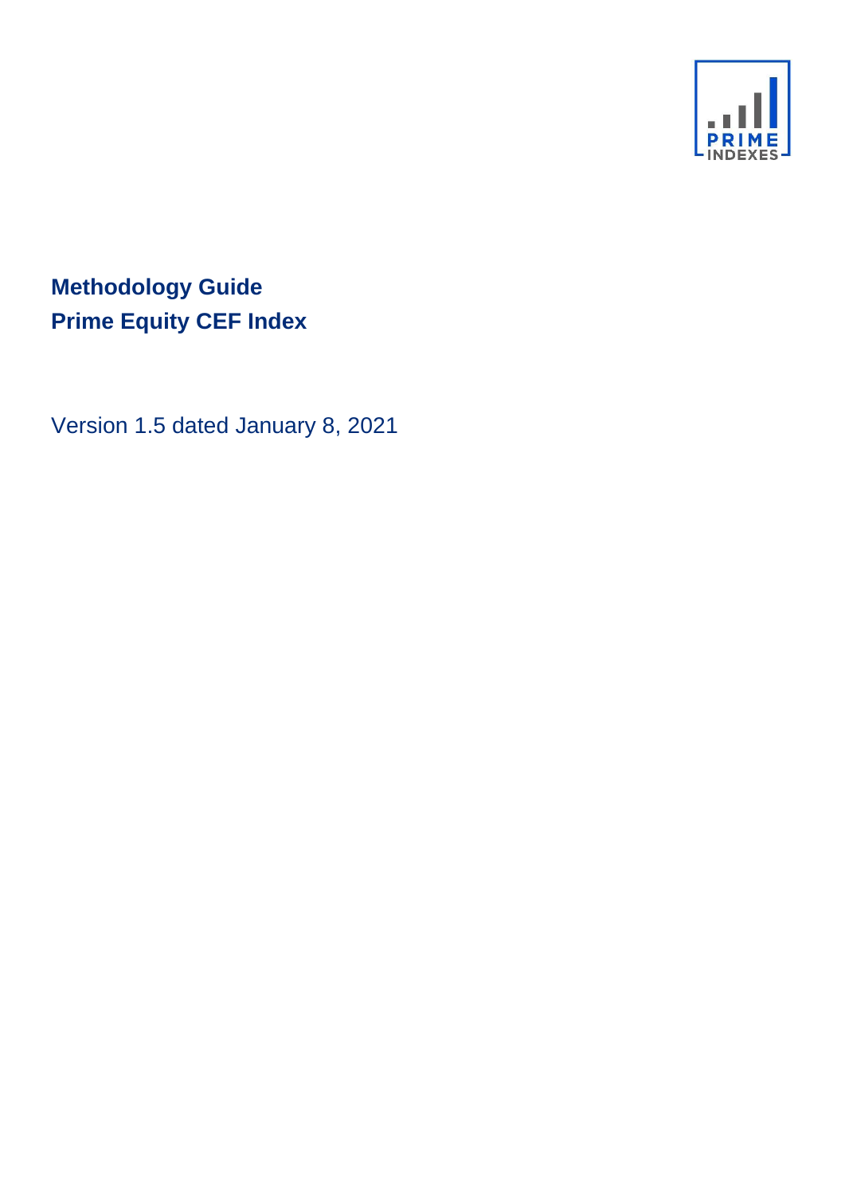# Methodology Guide
# Prime Equity CEF Index

Version 1.5 dated January 8, 2021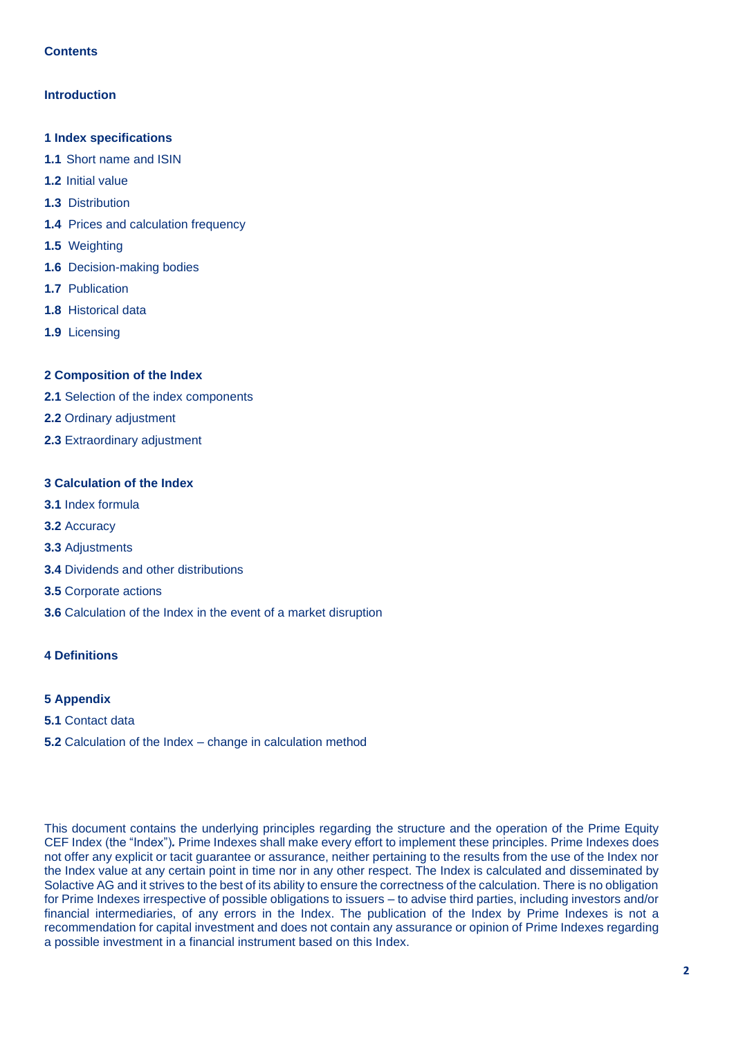**Contents**

**Introduction**

**1 Index specifications**

**1.1** Short name and ISIN

**1.2** Initial value

**1.3** Distribution

**1.4** Prices and calculation frequency

**1.5** Weighting

**1.6** Decision-making bodies

**1.7** Publication

**1.8** Historical data

**1.9** Licensing

**2 Composition of the Index**

**2.1** Selection of the index components

**2.2** Ordinary adjustment

**2.3** Extraordinary adjustment

**3 Calculation of the Index**

**3.1** Index formula

**3.2** Accuracy

**3.3** Adjustments

**3.4** Dividends and other distributions

**3.5** Corporate actions

**3.6** Calculation of the Index in the event of a market disruption

**4 Definitions**

**5 Appendix**

**5.1** Contact data

**5.2** Calculation of the Index – change in calculation method

This document contains the underlying principles regarding the structure and the operation of the Prime Equity CEF Index (the "Index")**.** Prime Indexes shall make every effort to implement these principles. Prime Indexes does not offer any explicit or tacit guarantee or assurance, neither pertaining to the results from the use of the Index nor the Index value at any certain point in time nor in any other respect. The Index is calculated and disseminated by Solactive AG and it strives to the best of its ability to ensure the correctness of the calculation. There is no obligation for Prime Indexes irrespective of possible obligations to issuers – to advise third parties, including investors and/or financial intermediaries, of any errors in the Index. The publication of the Index by Prime Indexes is not a recommendation for capital investment and does not contain any assurance or opinion of Prime Indexes regarding a possible investment in a financial instrument based on this Index.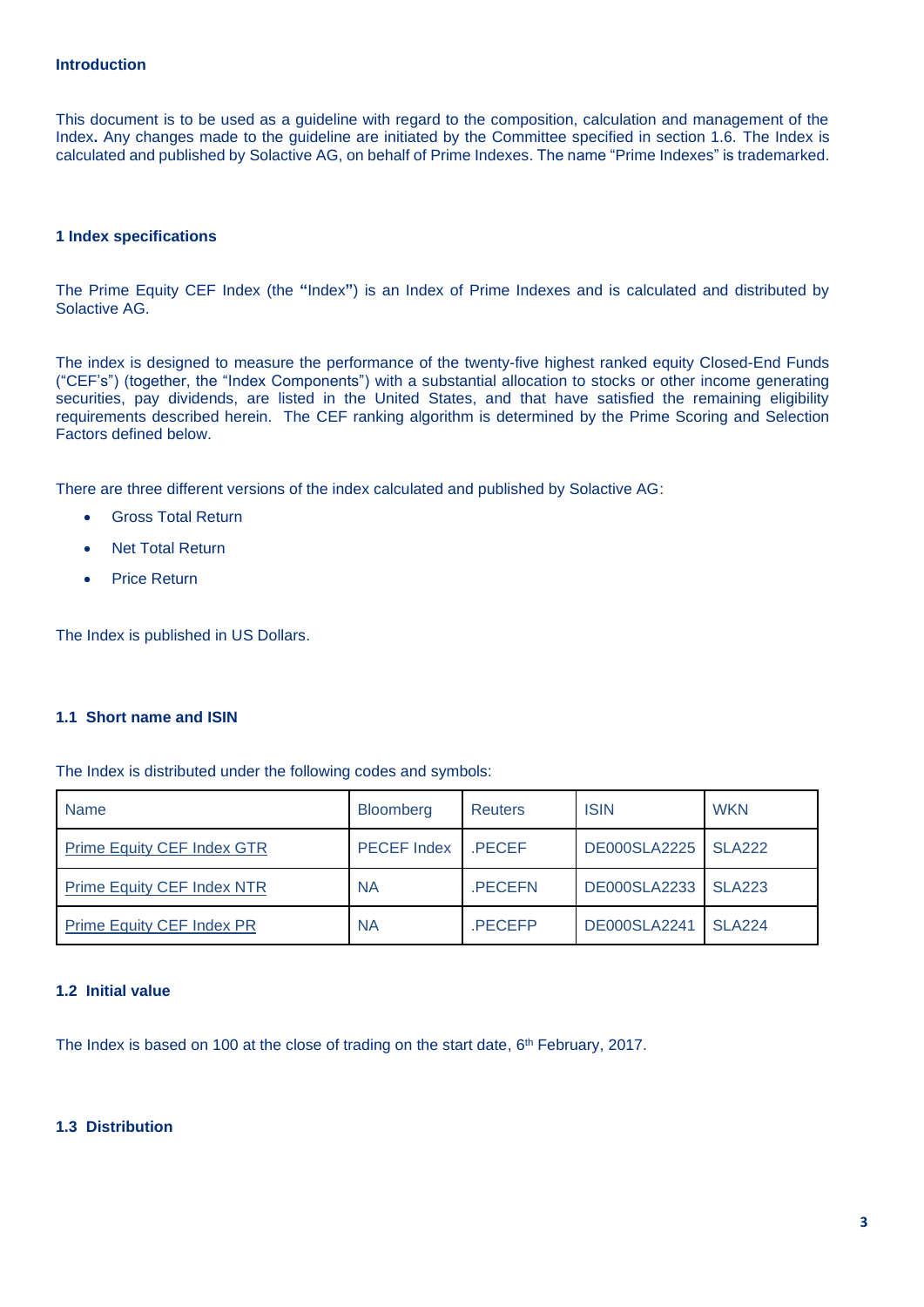## Introduction

This document is to be used as a guideline with regard to the composition, calculation and management of the Index**.** Any changes made to the guideline are initiated by the Committee specified in section 1.6. The Index is calculated and published by Solactive AG, on behalf of Prime Indexes. The name "Prime Indexes" is trademarked.

## 1 Index specifications

The Prime Equity CEF Index (the **"**Index**"**) is an Index of Prime Indexes and is calculated and distributed by Solactive AG.

The index is designed to measure the performance of the twenty-five highest ranked equity Closed-End Funds ("CEF's") (together, the "Index Components") with a substantial allocation to stocks or other income generating securities, pay dividends, are listed in the United States, and that have satisfied the remaining eligibility requirements described herein. The CEF ranking algorithm is determined by the Prime Scoring and Selection Factors defined below.

There are three different versions of the index calculated and published by Solactive AG:

- Gross Total Return
- Net Total Return
- Price Return

The Index is published in US Dollars.

### 1.1 Short name and ISIN

The Index is distributed under the following codes and symbols:

| Name | Bloomberg | Reuters | ISIN | WKN |
|---|---|---|---|---|
| Prime Equity CEF Index GTR | PECEF Index | .PECEF | DE000SLA2225 | SLA222 |
| Prime Equity CEF Index NTR | NA | .PECEFN | DE000SLA2233 | SLA223 |
| Prime Equity CEF Index PR | NA | .PECEFP | DE000SLA2241 | SLA224 |

### 1.2 Initial value

The Index is based on 100 at the close of trading on the start date, 6th February, 2017.

### 1.3 Distribution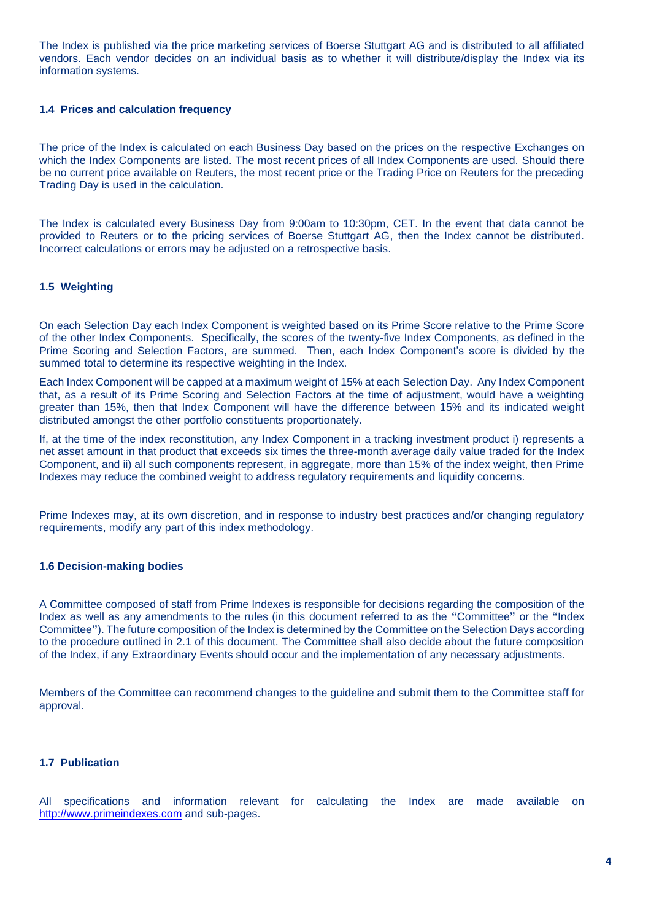The Index is published via the price marketing services of Boerse Stuttgart AG and is distributed to all affiliated vendors. Each vendor decides on an individual basis as to whether it will distribute/display the Index via its information systems.

### 1.4 Prices and calculation frequency

The price of the Index is calculated on each Business Day based on the prices on the respective Exchanges on which the Index Components are listed. The most recent prices of all Index Components are used. Should there be no current price available on Reuters, the most recent price or the Trading Price on Reuters for the preceding Trading Day is used in the calculation.

The Index is calculated every Business Day from 9:00am to 10:30pm, CET. In the event that data cannot be provided to Reuters or to the pricing services of Boerse Stuttgart AG, then the Index cannot be distributed. Incorrect calculations or errors may be adjusted on a retrospective basis.

### 1.5 Weighting

On each Selection Day each Index Component is weighted based on its Prime Score relative to the Prime Score of the other Index Components. Specifically, the scores of the twenty-five Index Components, as defined in the Prime Scoring and Selection Factors, are summed. Then, each Index Component's score is divided by the summed total to determine its respective weighting in the Index.

Each Index Component will be capped at a maximum weight of 15% at each Selection Day. Any Index Component that, as a result of its Prime Scoring and Selection Factors at the time of adjustment, would have a weighting greater than 15%, then that Index Component will have the difference between 15% and its indicated weight distributed amongst the other portfolio constituents proportionately.

If, at the time of the index reconstitution, any Index Component in a tracking investment product i) represents a net asset amount in that product that exceeds six times the three-month average daily value traded for the Index Component, and ii) all such components represent, in aggregate, more than 15% of the index weight, then Prime Indexes may reduce the combined weight to address regulatory requirements and liquidity concerns.

Prime Indexes may, at its own discretion, and in response to industry best practices and/or changing regulatory requirements, modify any part of this index methodology.

### 1.6 Decision-making bodies

A Committee composed of staff from Prime Indexes is responsible for decisions regarding the composition of the Index as well as any amendments to the rules (in this document referred to as the **"**Committee**"** or the **"**Index Committee**"**). The future composition of the Index is determined by the Committee on the Selection Days according to the procedure outlined in 2.1 of this document. The Committee shall also decide about the future composition of the Index, if any Extraordinary Events should occur and the implementation of any necessary adjustments.

Members of the Committee can recommend changes to the guideline and submit them to the Committee staff for approval.

### 1.7 Publication

All specifications and information relevant for calculating the Index are made available on http://www.primeindexes.com and sub-pages.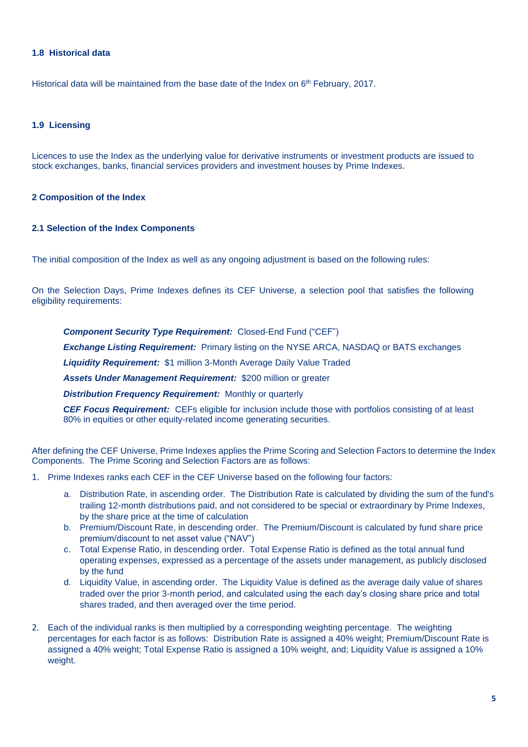### 1.8 Historical data

Historical data will be maintained from the base date of the Index on 6th February, 2017.

### 1.9 Licensing

Licences to use the Index as the underlying value for derivative instruments or investment products are issued to stock exchanges, banks, financial services providers and investment houses by Prime Indexes.

## 2 Composition of the Index

### 2.1 Selection of the Index Components

The initial composition of the Index as well as any ongoing adjustment is based on the following rules:

On the Selection Days, Prime Indexes defines its CEF Universe, a selection pool that satisfies the following eligibility requirements:

> ***Component Security Type Requirement:*** Closed-End Fund ("CEF")
>
> ***Exchange Listing Requirement:*** Primary listing on the NYSE ARCA, NASDAQ or BATS exchanges
>
> ***Liquidity Requirement:*** $1 million 3-Month Average Daily Value Traded
>
> ***Assets Under Management Requirement:*** $200 million or greater
>
> ***Distribution Frequency Requirement:*** Monthly or quarterly
>
> ***CEF Focus Requirement:*** CEFs eligible for inclusion include those with portfolios consisting of at least 80% in equities or other equity-related income generating securities.

After defining the CEF Universe, Prime Indexes applies the Prime Scoring and Selection Factors to determine the Index Components. The Prime Scoring and Selection Factors are as follows:

1. Prime Indexes ranks each CEF in the CEF Universe based on the following four factors:
   a. Distribution Rate, in ascending order. The Distribution Rate is calculated by dividing the sum of the fund's trailing 12-month distributions paid, and not considered to be special or extraordinary by Prime Indexes, by the share price at the time of calculation
   b. Premium/Discount Rate, in descending order. The Premium/Discount is calculated by fund share price premium/discount to net asset value ("NAV")
   c. Total Expense Ratio, in descending order. Total Expense Ratio is defined as the total annual fund operating expenses, expressed as a percentage of the assets under management, as publicly disclosed by the fund
   d. Liquidity Value, in ascending order. The Liquidity Value is defined as the average daily value of shares traded over the prior 3-month period, and calculated using the each day's closing share price and total shares traded, and then averaged over the time period.

2. Each of the individual ranks is then multiplied by a corresponding weighting percentage. The weighting percentages for each factor is as follows: Distribution Rate is assigned a 40% weight; Premium/Discount Rate is assigned a 40% weight; Total Expense Ratio is assigned a 10% weight, and; Liquidity Value is assigned a 10% weight.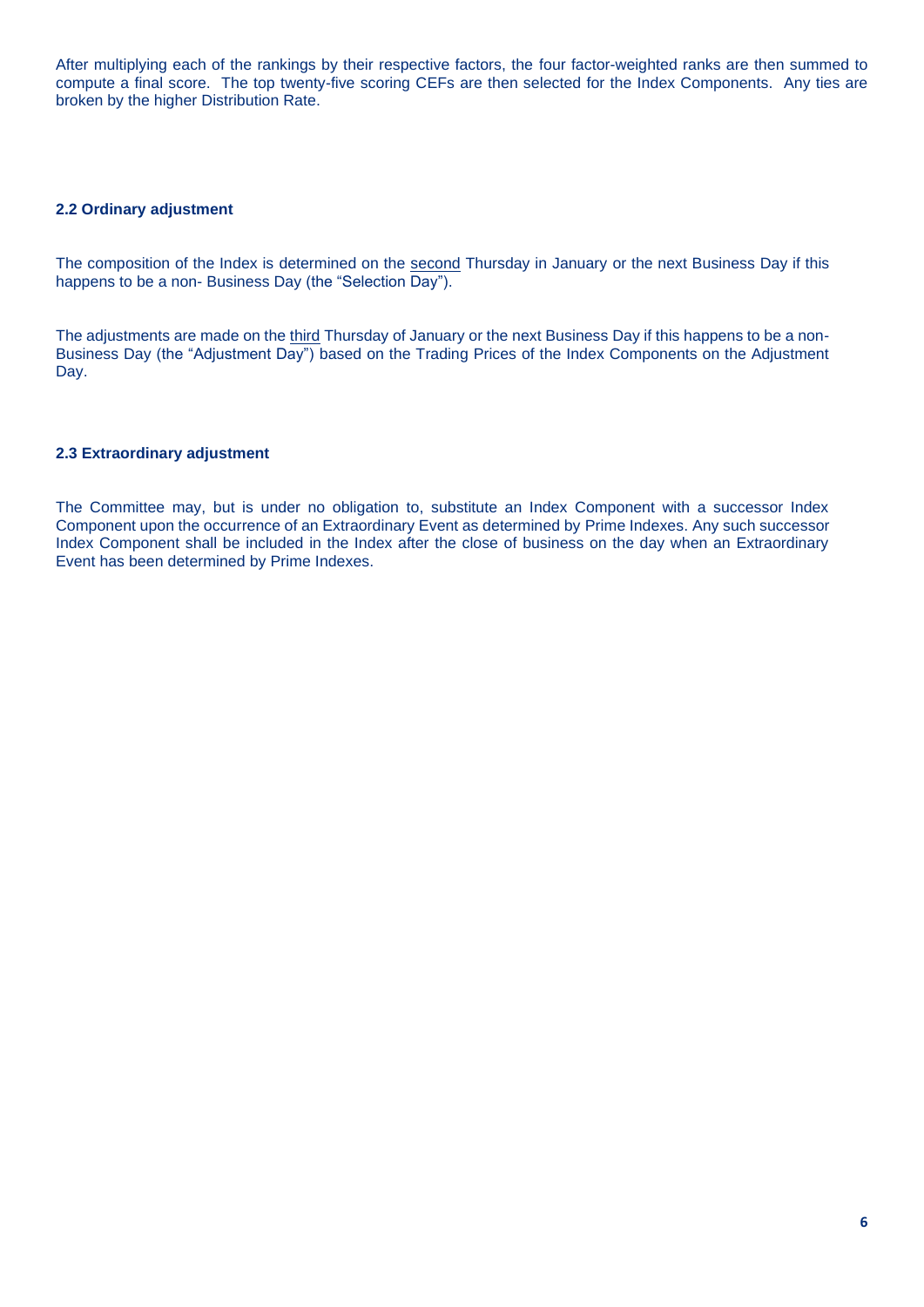After multiplying each of the rankings by their respective factors, the four factor-weighted ranks are then summed to compute a final score. The top twenty-five scoring CEFs are then selected for the Index Components. Any ties are broken by the higher Distribution Rate.

### 2.2 Ordinary adjustment

The composition of the Index is determined on the <u>second</u> Thursday in January or the next Business Day if this happens to be a non- Business Day (the "Selection Day").

The adjustments are made on the <u>third</u> Thursday of January or the next Business Day if this happens to be a non-Business Day (the "Adjustment Day") based on the Trading Prices of the Index Components on the Adjustment Day.

### 2.3 Extraordinary adjustment

The Committee may, but is under no obligation to, substitute an Index Component with a successor Index Component upon the occurrence of an Extraordinary Event as determined by Prime Indexes. Any such successor Index Component shall be included in the Index after the close of business on the day when an Extraordinary Event has been determined by Prime Indexes.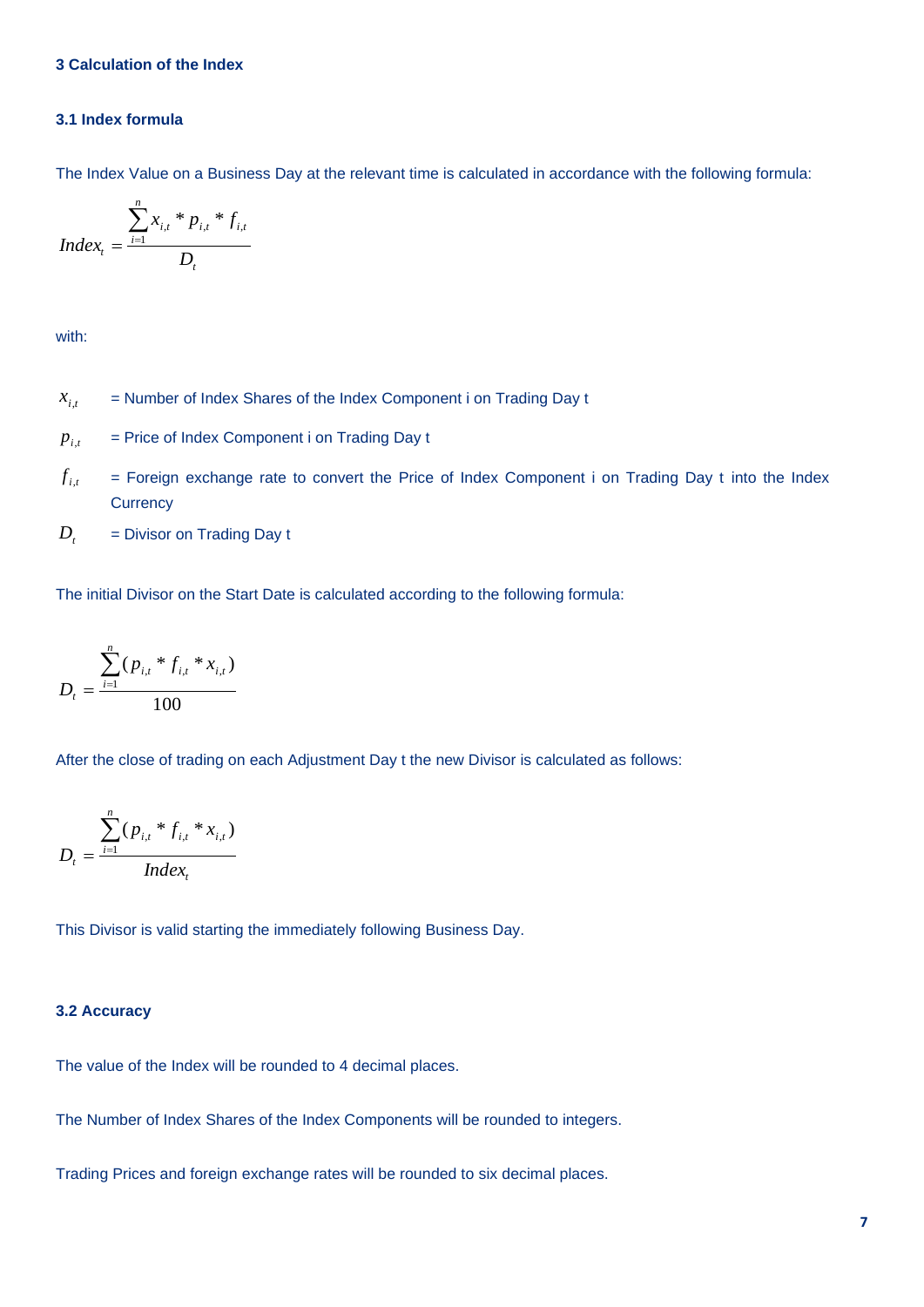## 3 Calculation of the Index

### 3.1 Index formula

The Index Value on a Business Day at the relevant time is calculated in accordance with the following formula:

$$Index_t = \frac{\sum_{i=1}^{n} x_{i,t} * p_{i,t} * f_{i,t}}{D_t}$$

with:

$x_{i,t}$ = Number of Index Shares of the Index Component i on Trading Day t

$p_{i,t}$ = Price of Index Component i on Trading Day t

$f_{i,t}$ = Foreign exchange rate to convert the Price of Index Component i on Trading Day t into the Index Currency

$D_t$ = Divisor on Trading Day t

The initial Divisor on the Start Date is calculated according to the following formula:

$$D_t = \frac{\sum_{i=1}^{n} (p_{i,t} * f_{i,t} * x_{i,t})}{100}$$

After the close of trading on each Adjustment Day t the new Divisor is calculated as follows:

$$D_t = \frac{\sum_{i=1}^{n} (p_{i,t} * f_{i,t} * x_{i,t})}{Index_t}$$

This Divisor is valid starting the immediately following Business Day.

### 3.2 Accuracy

The value of the Index will be rounded to 4 decimal places.

The Number of Index Shares of the Index Components will be rounded to integers.

Trading Prices and foreign exchange rates will be rounded to six decimal places.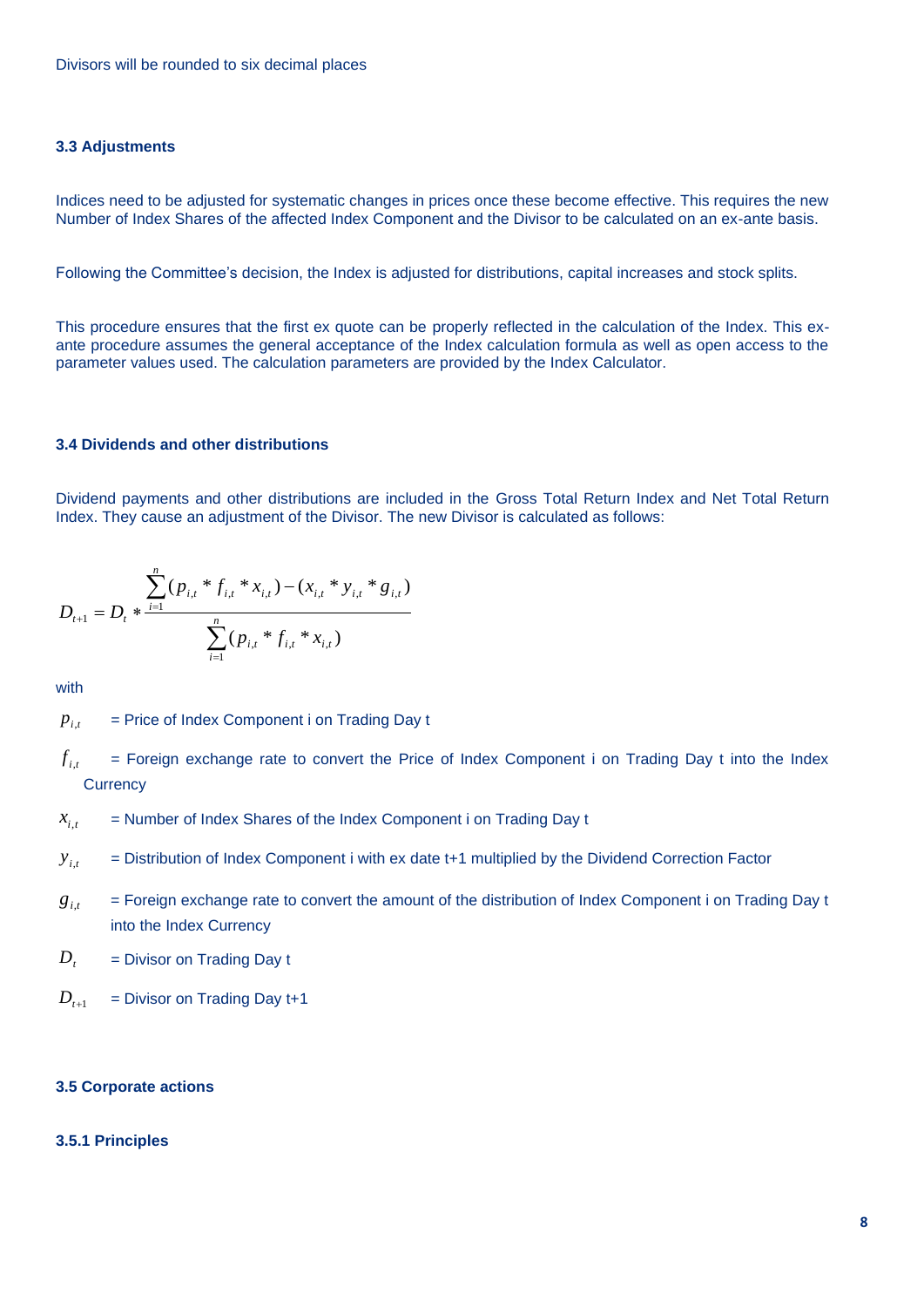Divisors will be rounded to six decimal places

### 3.3 Adjustments

Indices need to be adjusted for systematic changes in prices once these become effective. This requires the new Number of Index Shares of the affected Index Component and the Divisor to be calculated on an ex-ante basis.

Following the Committee's decision, the Index is adjusted for distributions, capital increases and stock splits.

This procedure ensures that the first ex quote can be properly reflected in the calculation of the Index. This ex-ante procedure assumes the general acceptance of the Index calculation formula as well as open access to the parameter values used. The calculation parameters are provided by the Index Calculator.

### 3.4 Dividends and other distributions

Dividend payments and other distributions are included in the Gross Total Return Index and Net Total Return Index. They cause an adjustment of the Divisor. The new Divisor is calculated as follows:

$$D_{t+1} = D_t * \frac{\sum_{i=1}^{n}(p_{i,t} * f_{i,t} * x_{i,t}) - (x_{i,t} * y_{i,t} * g_{i,t})}{\sum_{i=1}^{n}(p_{i,t} * f_{i,t} * x_{i,t})}$$

with

$p_{i,t}$ = Price of Index Component i on Trading Day t

$f_{i,t}$ = Foreign exchange rate to convert the Price of Index Component i on Trading Day t into the Index Currency

$x_{i,t}$ = Number of Index Shares of the Index Component i on Trading Day t

$y_{i,t}$ = Distribution of Index Component i with ex date t+1 multiplied by the Dividend Correction Factor

$g_{i,t}$ = Foreign exchange rate to convert the amount of the distribution of Index Component i on Trading Day t into the Index Currency

$D_t$ = Divisor on Trading Day t

$D_{t+1}$ = Divisor on Trading Day t+1

### 3.5 Corporate actions

#### 3.5.1 Principles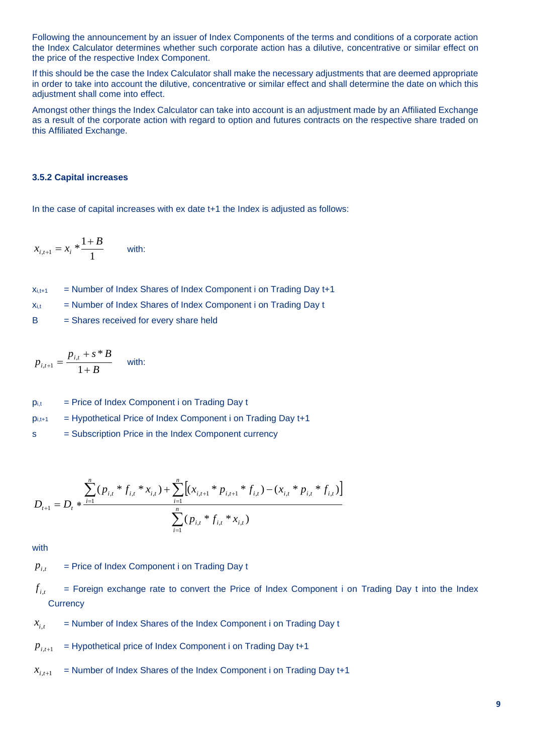Following the announcement by an issuer of Index Components of the terms and conditions of a corporate action the Index Calculator determines whether such corporate action has a dilutive, concentrative or similar effect on the price of the respective Index Component.

If this should be the case the Index Calculator shall make the necessary adjustments that are deemed appropriate in order to take into account the dilutive, concentrative or similar effect and shall determine the date on which this adjustment shall come into effect.

Amongst other things the Index Calculator can take into account is an adjustment made by an Affiliated Exchange as a result of the corporate action with regard to option and futures contracts on the respective share traded on this Affiliated Exchange.

### 3.5.2 Capital increases

In the case of capital increases with ex date t+1 the Index is adjusted as follows:

$$x_{i,t+1} = x_i * \frac{1+B}{1}$$ with:

$x_{i,t+1}$ = Number of Index Shares of Index Component i on Trading Day t+1

$x_{i,t}$ = Number of Index Shares of Index Component i on Trading Day t

$B$ = Shares received for every share held

$$p_{i,t+1} = \frac{p_{i,t} + s * B}{1+B}$$ with:

$p_{i,t}$ = Price of Index Component i on Trading Day t

$p_{i,t+1}$ = Hypothetical Price of Index Component i on Trading Day t+1

$s$ = Subscription Price in the Index Component currency

$$D_{t+1} = D_t * \frac{\sum_{i=1}^{n}(p_{i,t} * f_{i,t} * x_{i,t}) + \sum_{i=1}^{n}\left[(x_{i,t+1} * p_{i,t+1} * f_{i,t}) - (x_{i,t} * p_{i,t} * f_{i,t})\right]}{\sum_{i=1}^{n}(p_{i,t} * f_{i,t} * x_{i,t})}$$

with

$p_{i,t}$ = Price of Index Component i on Trading Day t

$f_{i,t}$ = Foreign exchange rate to convert the Price of Index Component i on Trading Day t into the Index Currency

$x_{i,t}$ = Number of Index Shares of the Index Component i on Trading Day t

$p_{i,t+1}$ = Hypothetical price of Index Component i on Trading Day t+1

$x_{i,t+1}$ = Number of Index Shares of the Index Component i on Trading Day t+1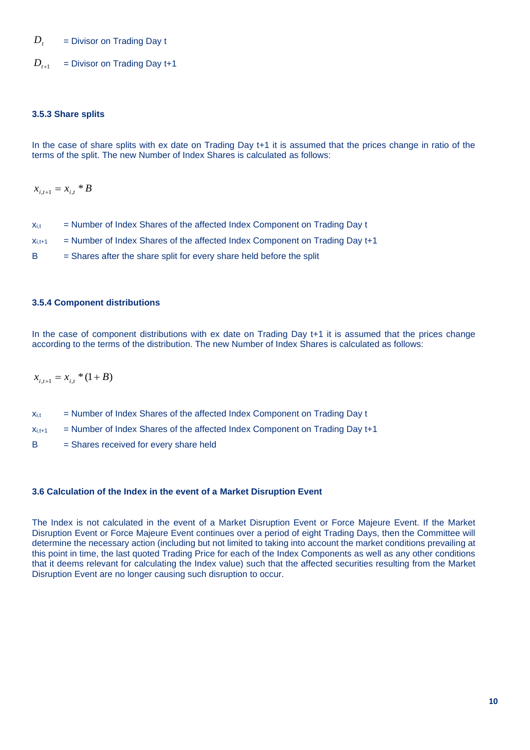$D_t$ = Divisor on Trading Day t

$D_{t+1}$ = Divisor on Trading Day t+1

### 3.5.3 Share splits

In the case of share splits with ex date on Trading Day t+1 it is assumed that the prices change in ratio of the terms of the split. The new Number of Index Shares is calculated as follows:

$$x_{i,t+1} = x_{i,t} * B$$

$x_{i,t}$ = Number of Index Shares of the affected Index Component on Trading Day t

$x_{i,t+1}$ = Number of Index Shares of the affected Index Component on Trading Day t+1

B = Shares after the share split for every share held before the split

### 3.5.4 Component distributions

In the case of component distributions with ex date on Trading Day t+1 it is assumed that the prices change according to the terms of the distribution. The new Number of Index Shares is calculated as follows:

$$x_{i,t+1} = x_{i,t} * (1 + B)$$

$x_{i,t}$ = Number of Index Shares of the affected Index Component on Trading Day t

$x_{i,t+1}$ = Number of Index Shares of the affected Index Component on Trading Day t+1

B = Shares received for every share held

## 3.6 Calculation of the Index in the event of a Market Disruption Event

The Index is not calculated in the event of a Market Disruption Event or Force Majeure Event. If the Market Disruption Event or Force Majeure Event continues over a period of eight Trading Days, then the Committee will determine the necessary action (including but not limited to taking into account the market conditions prevailing at this point in time, the last quoted Trading Price for each of the Index Components as well as any other conditions that it deems relevant for calculating the Index value) such that the affected securities resulting from the Market Disruption Event are no longer causing such disruption to occur.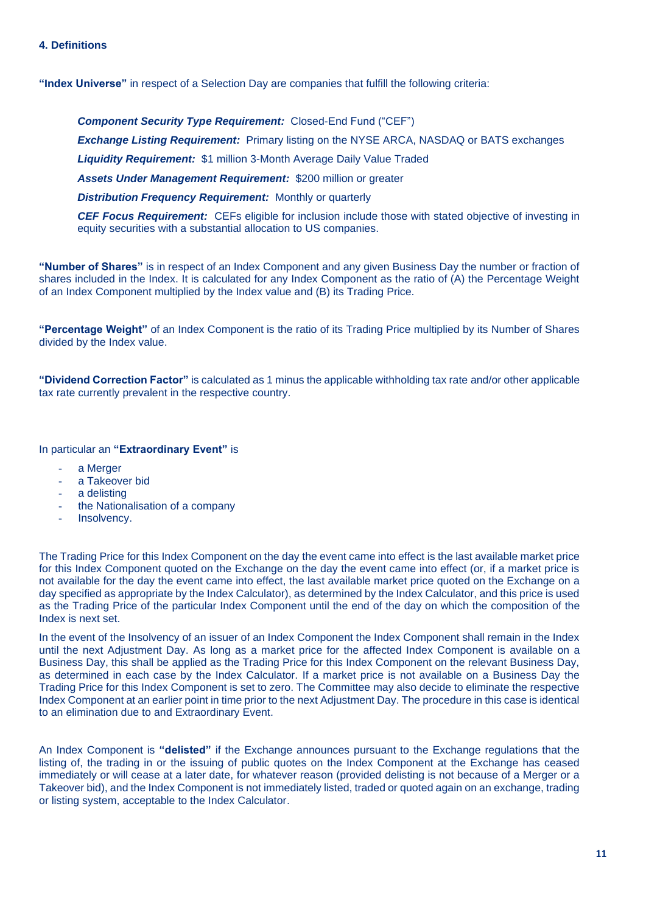#### 4. Definitions

**"Index Universe"** in respect of a Selection Day are companies that fulfill the following criteria:

> ***Component Security Type Requirement:*** Closed-End Fund ("CEF")
>
> ***Exchange Listing Requirement:*** Primary listing on the NYSE ARCA, NASDAQ or BATS exchanges
>
> ***Liquidity Requirement:*** $1 million 3-Month Average Daily Value Traded
>
> ***Assets Under Management Requirement:*** $200 million or greater
>
> ***Distribution Frequency Requirement:*** Monthly or quarterly
>
> ***CEF Focus Requirement:*** CEFs eligible for inclusion include those with stated objective of investing in equity securities with a substantial allocation to US companies.

**"Number of Shares"** is in respect of an Index Component and any given Business Day the number or fraction of shares included in the Index. It is calculated for any Index Component as the ratio of (A) the Percentage Weight of an Index Component multiplied by the Index value and (B) its Trading Price.

**"Percentage Weight"** of an Index Component is the ratio of its Trading Price multiplied by its Number of Shares divided by the Index value.

**"Dividend Correction Factor"** is calculated as 1 minus the applicable withholding tax rate and/or other applicable tax rate currently prevalent in the respective country.

In particular an **"Extraordinary Event"** is

- a Merger
- a Takeover bid
- a delisting
- the Nationalisation of a company
- Insolvency.

The Trading Price for this Index Component on the day the event came into effect is the last available market price for this Index Component quoted on the Exchange on the day the event came into effect (or, if a market price is not available for the day the event came into effect, the last available market price quoted on the Exchange on a day specified as appropriate by the Index Calculator), as determined by the Index Calculator, and this price is used as the Trading Price of the particular Index Component until the end of the day on which the composition of the Index is next set.

In the event of the Insolvency of an issuer of an Index Component the Index Component shall remain in the Index until the next Adjustment Day. As long as a market price for the affected Index Component is available on a Business Day, this shall be applied as the Trading Price for this Index Component on the relevant Business Day, as determined in each case by the Index Calculator. If a market price is not available on a Business Day the Trading Price for this Index Component is set to zero. The Committee may also decide to eliminate the respective Index Component at an earlier point in time prior to the next Adjustment Day. The procedure in this case is identical to an elimination due to and Extraordinary Event.

An Index Component is **"delisted"** if the Exchange announces pursuant to the Exchange regulations that the listing of, the trading in or the issuing of public quotes on the Index Component at the Exchange has ceased immediately or will cease at a later date, for whatever reason (provided delisting is not because of a Merger or a Takeover bid), and the Index Component is not immediately listed, traded or quoted again on an exchange, trading or listing system, acceptable to the Index Calculator.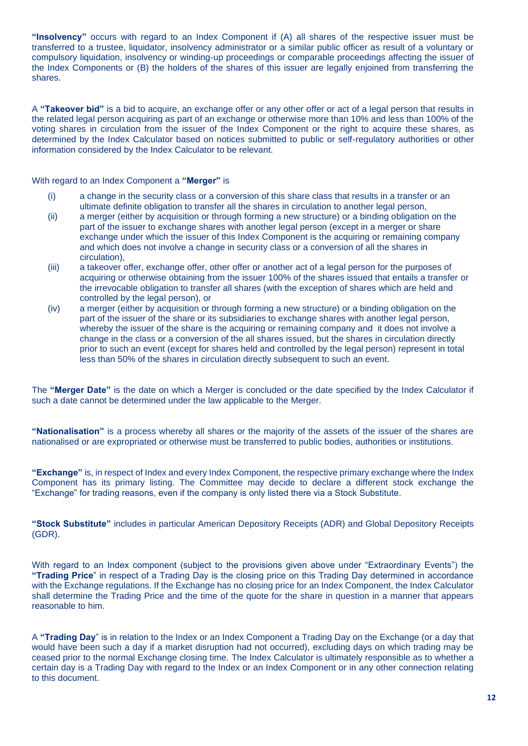**"Insolvency"** occurs with regard to an Index Component if (A) all shares of the respective issuer must be transferred to a trustee, liquidator, insolvency administrator or a similar public officer as result of a voluntary or compulsory liquidation, insolvency or winding-up proceedings or comparable proceedings affecting the issuer of the Index Components or (B) the holders of the shares of this issuer are legally enjoined from transferring the shares.

A **"Takeover bid"** is a bid to acquire, an exchange offer or any other offer or act of a legal person that results in the related legal person acquiring as part of an exchange or otherwise more than 10% and less than 100% of the voting shares in circulation from the issuer of the Index Component or the right to acquire these shares, as determined by the Index Calculator based on notices submitted to public or self-regulatory authorities or other information considered by the Index Calculator to be relevant.

With regard to an Index Component a **"Merger"** is

(i) a change in the security class or a conversion of this share class that results in a transfer or an ultimate definite obligation to transfer all the shares in circulation to another legal person,

(ii) a merger (either by acquisition or through forming a new structure) or a binding obligation on the part of the issuer to exchange shares with another legal person (except in a merger or share exchange under which the issuer of this Index Component is the acquiring or remaining company and which does not involve a change in security class or a conversion of all the shares in circulation),

(iii) a takeover offer, exchange offer, other offer or another act of a legal person for the purposes of acquiring or otherwise obtaining from the issuer 100% of the shares issued that entails a transfer or the irrevocable obligation to transfer all shares (with the exception of shares which are held and controlled by the legal person), or

(iv) a merger (either by acquisition or through forming a new structure) or a binding obligation on the part of the issuer of the share or its subsidiaries to exchange shares with another legal person, whereby the issuer of the share is the acquiring or remaining company and it does not involve a change in the class or a conversion of the all shares issued, but the shares in circulation directly prior to such an event (except for shares held and controlled by the legal person) represent in total less than 50% of the shares in circulation directly subsequent to such an event.

The **"Merger Date"** is the date on which a Merger is concluded or the date specified by the Index Calculator if such a date cannot be determined under the law applicable to the Merger.

**"Nationalisation"** is a process whereby all shares or the majority of the assets of the issuer of the shares are nationalised or are expropriated or otherwise must be transferred to public bodies, authorities or institutions.

**"Exchange"** is, in respect of Index and every Index Component, the respective primary exchange where the Index Component has its primary listing. The Committee may decide to declare a different stock exchange the "Exchange" for trading reasons, even if the company is only listed there via a Stock Substitute.

**"Stock Substitute"** includes in particular American Depository Receipts (ADR) and Global Depository Receipts (GDR).

With regard to an Index component (subject to the provisions given above under "Extraordinary Events") the **"Trading Price"** in respect of a Trading Day is the closing price on this Trading Day determined in accordance with the Exchange regulations. If the Exchange has no closing price for an Index Component, the Index Calculator shall determine the Trading Price and the time of the quote for the share in question in a manner that appears reasonable to him.

A **"Trading Day"** is in relation to the Index or an Index Component a Trading Day on the Exchange (or a day that would have been such a day if a market disruption had not occurred), excluding days on which trading may be ceased prior to the normal Exchange closing time. The Index Calculator is ultimately responsible as to whether a certain day is a Trading Day with regard to the Index or an Index Component or in any other connection relating to this document.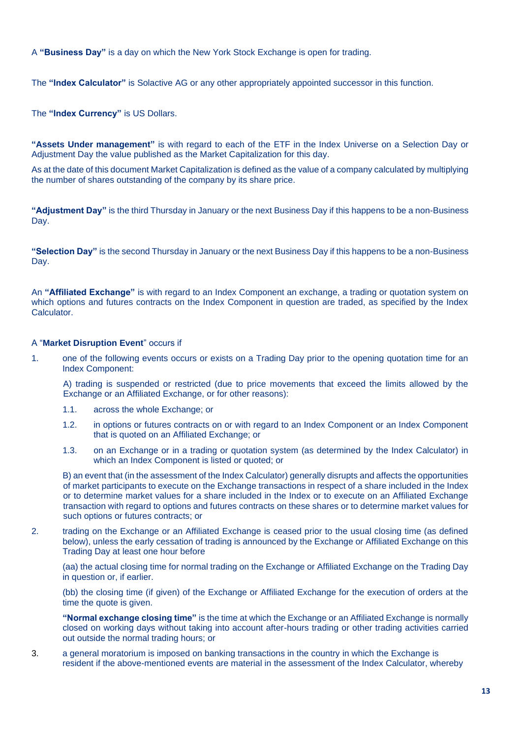A **"Business Day"** is a day on which the New York Stock Exchange is open for trading.

The **"Index Calculator"** is Solactive AG or any other appropriately appointed successor in this function.

The **"Index Currency"** is US Dollars.

**"Assets Under management"** is with regard to each of the ETF in the Index Universe on a Selection Day or Adjustment Day the value published as the Market Capitalization for this day.

As at the date of this document Market Capitalization is defined as the value of a company calculated by multiplying the number of shares outstanding of the company by its share price.

**"Adjustment Day"** is the third Thursday in January or the next Business Day if this happens to be a non-Business Day.

**"Selection Day"** is the second Thursday in January or the next Business Day if this happens to be a non-Business Day.

An **"Affiliated Exchange"** is with regard to an Index Component an exchange, a trading or quotation system on which options and futures contracts on the Index Component in question are traded, as specified by the Index Calculator.

A "**Market Disruption Event**" occurs if

1. one of the following events occurs or exists on a Trading Day prior to the opening quotation time for an Index Component:

   A) trading is suspended or restricted (due to price movements that exceed the limits allowed by the Exchange or an Affiliated Exchange, or for other reasons):

   1.1. across the whole Exchange; or

   1.2. in options or futures contracts on or with regard to an Index Component or an Index Component that is quoted on an Affiliated Exchange; or

   1.3. on an Exchange or in a trading or quotation system (as determined by the Index Calculator) in which an Index Component is listed or quoted; or

   B) an event that (in the assessment of the Index Calculator) generally disrupts and affects the opportunities of market participants to execute on the Exchange transactions in respect of a share included in the Index or to determine market values for a share included in the Index or to execute on an Affiliated Exchange transaction with regard to options and futures contracts on these shares or to determine market values for such options or futures contracts; or

2. trading on the Exchange or an Affiliated Exchange is ceased prior to the usual closing time (as defined below), unless the early cessation of trading is announced by the Exchange or Affiliated Exchange on this Trading Day at least one hour before

   (aa) the actual closing time for normal trading on the Exchange or Affiliated Exchange on the Trading Day in question or, if earlier.

   (bb) the closing time (if given) of the Exchange or Affiliated Exchange for the execution of orders at the time the quote is given.

   **"Normal exchange closing time"** is the time at which the Exchange or an Affiliated Exchange is normally closed on working days without taking into account after-hours trading or other trading activities carried out outside the normal trading hours; or

3. a general moratorium is imposed on banking transactions in the country in which the Exchange is resident if the above-mentioned events are material in the assessment of the Index Calculator, whereby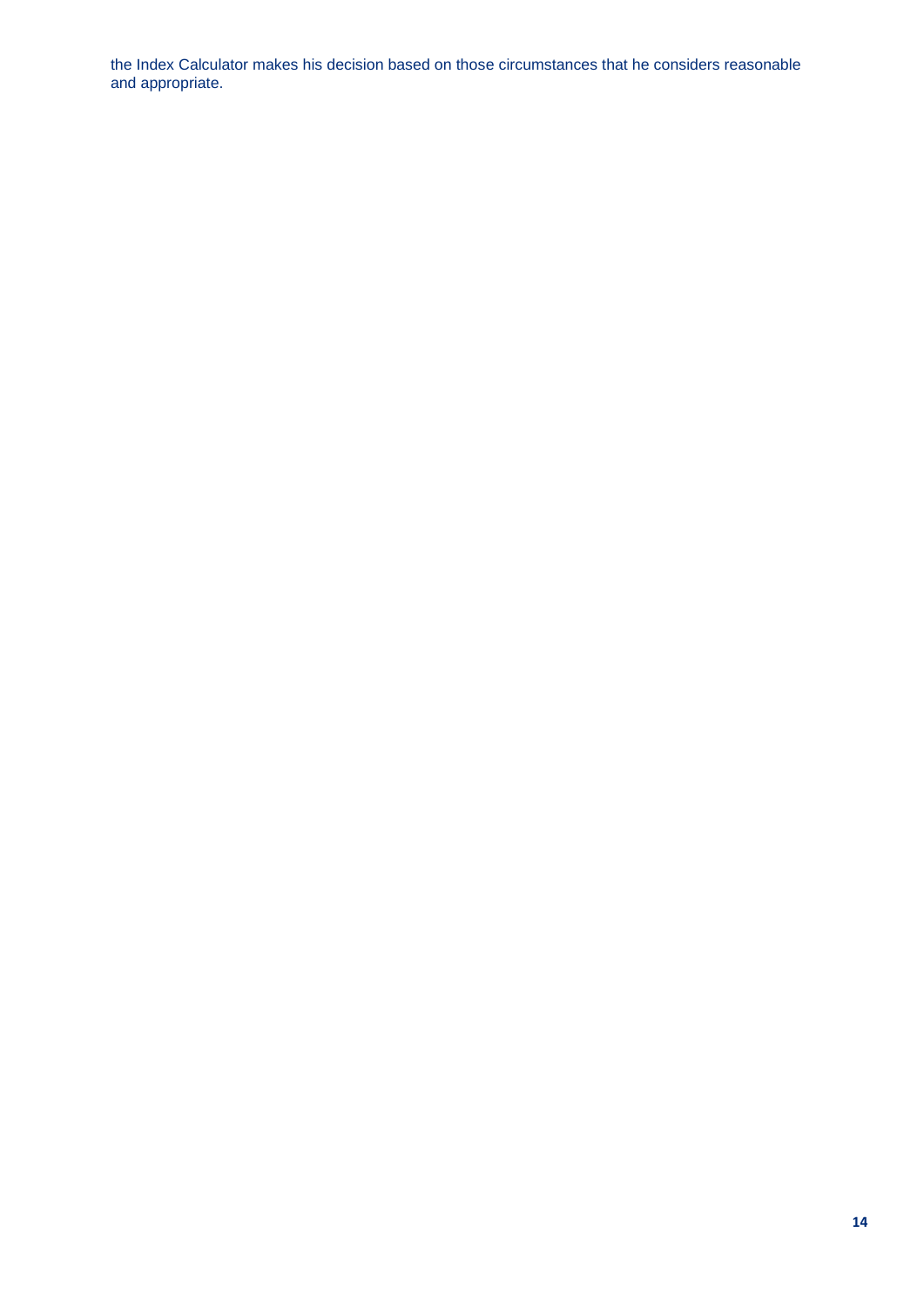the Index Calculator makes his decision based on those circumstances that he considers reasonable and appropriate.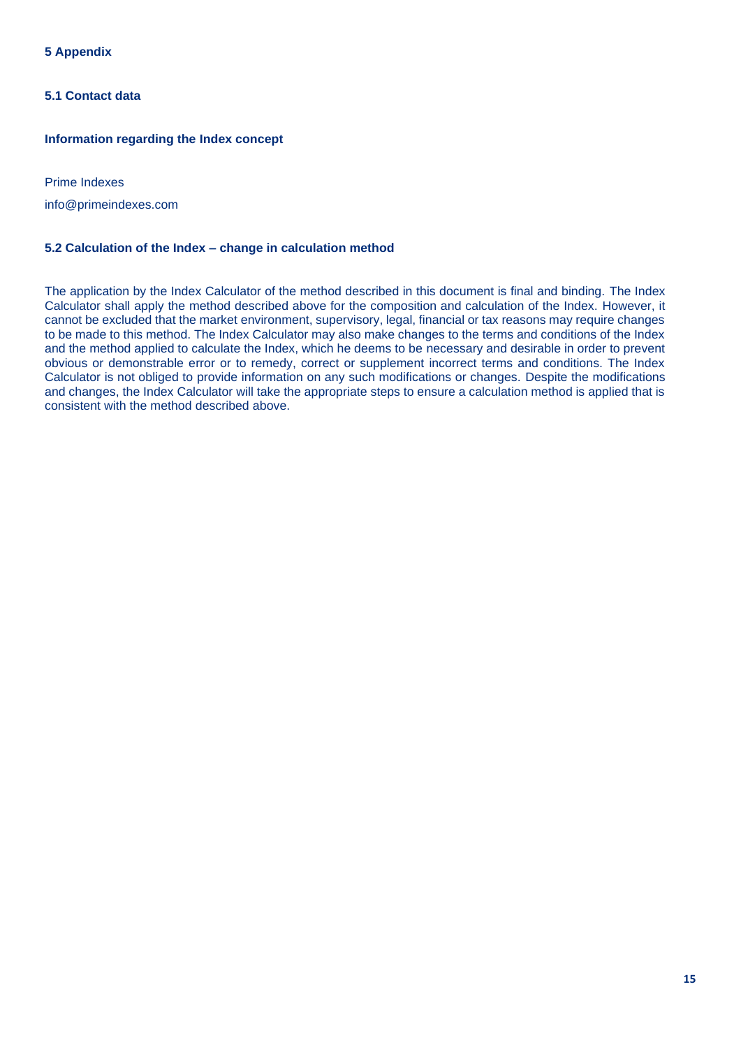# 5 Appendix

## 5.1 Contact data

### Information regarding the Index concept

Prime Indexes

info@primeindexes.com

## 5.2 Calculation of the Index – change in calculation method

The application by the Index Calculator of the method described in this document is final and binding. The Index Calculator shall apply the method described above for the composition and calculation of the Index. However, it cannot be excluded that the market environment, supervisory, legal, financial or tax reasons may require changes to be made to this method. The Index Calculator may also make changes to the terms and conditions of the Index and the method applied to calculate the Index, which he deems to be necessary and desirable in order to prevent obvious or demonstrable error or to remedy, correct or supplement incorrect terms and conditions. The Index Calculator is not obliged to provide information on any such modifications or changes. Despite the modifications and changes, the Index Calculator will take the appropriate steps to ensure a calculation method is applied that is consistent with the method described above.